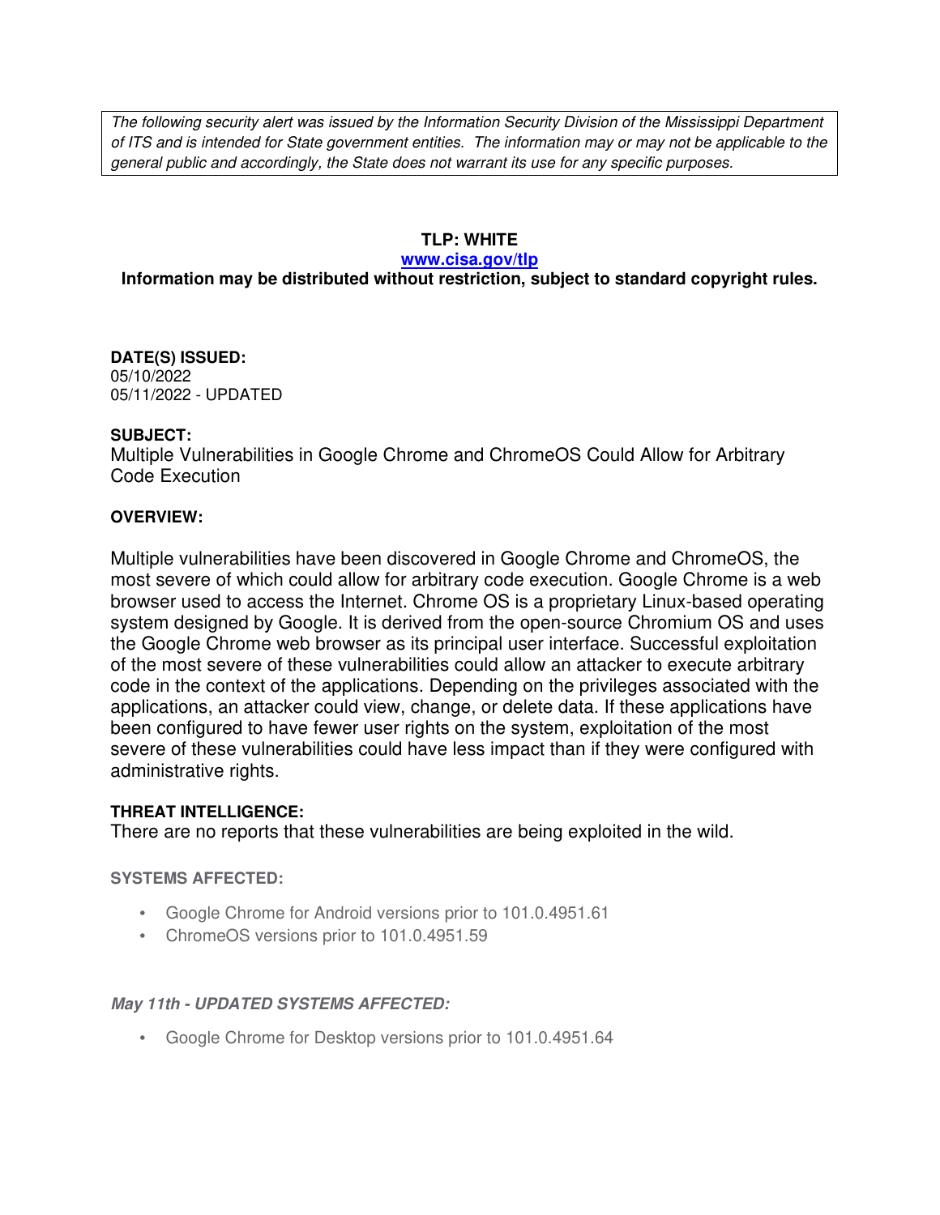*The following security alert was issued by the Information Security Division of the Mississippi Department of ITS and is intended for State government entities. The information may or may not be applicable to the general public and accordingly, the State does not warrant its use for any specific purposes.*

**TLP: WHITE**

**[www.cisa.gov/tlp](www.cisa.gov/tlp)**

**Information may be distributed without restriction, subject to standard copyright rules.**

**DATE(S) ISSUED:**

05/10/2022

05/11/2022 - UPDATED

**SUBJECT:**

Multiple Vulnerabilities in Google Chrome and ChromeOS Could Allow for Arbitrary Code Execution

**OVERVIEW:**

Multiple vulnerabilities have been discovered in Google Chrome and ChromeOS, the most severe of which could allow for arbitrary code execution. Google Chrome is a web browser used to access the Internet. Chrome OS is a proprietary Linux-based operating system designed by Google. It is derived from the open-source Chromium OS and uses the Google Chrome web browser as its principal user interface. Successful exploitation of the most severe of these vulnerabilities could allow an attacker to execute arbitrary code in the context of the applications. Depending on the privileges associated with the applications, an attacker could view, change, or delete data. If these applications have been configured to have fewer user rights on the system, exploitation of the most severe of these vulnerabilities could have less impact than if they were configured with administrative rights.

**THREAT INTELLIGENCE:**

There are no reports that these vulnerabilities are being exploited in the wild.

**SYSTEMS AFFECTED:**

- Google Chrome for Android versions prior to 101.0.4951.61
- ChromeOS versions prior to 101.0.4951.59

***May 11th - UPDATED SYSTEMS AFFECTED:***

- Google Chrome for Desktop versions prior to 101.0.4951.64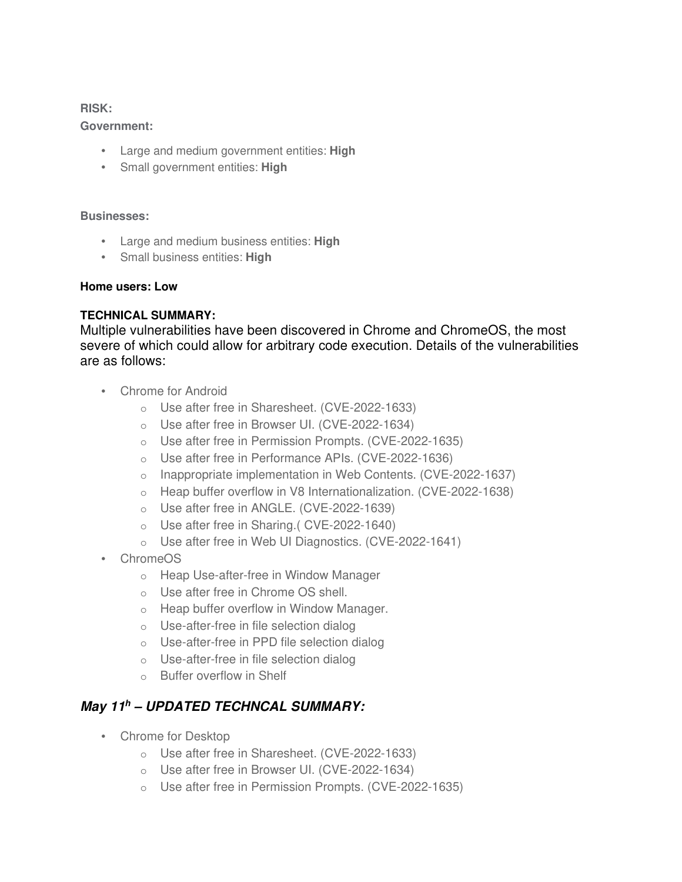**RISK:**

**Government:**

- Large and medium government entities: **High**
- Small government entities: **High**

**Businesses:**

- Large and medium business entities: **High**
- Small business entities: **High**

**Home users: Low**

**TECHNICAL SUMMARY:**

Multiple vulnerabilities have been discovered in Chrome and ChromeOS, the most severe of which could allow for arbitrary code execution. Details of the vulnerabilities are as follows:

- Chrome for Android
  - Use after free in Sharesheet. (CVE-2022-1633)
  - Use after free in Browser UI. (CVE-2022-1634)
  - Use after free in Permission Prompts. (CVE-2022-1635)
  - Use after free in Performance APIs. (CVE-2022-1636)
  - Inappropriate implementation in Web Contents. (CVE-2022-1637)
  - Heap buffer overflow in V8 Internationalization. (CVE-2022-1638)
  - Use after free in ANGLE. (CVE-2022-1639)
  - Use after free in Sharing.( CVE-2022-1640)
  - Use after free in Web UI Diagnostics. (CVE-2022-1641)
- ChromeOS
  - Heap Use-after-free in Window Manager
  - Use after free in Chrome OS shell.
  - Heap buffer overflow in Window Manager.
  - Use-after-free in file selection dialog
  - Use-after-free in PPD file selection dialog
  - Use-after-free in file selection dialog
  - Buffer overflow in Shelf

### ***May 11h – UPDATED TECHNCAL SUMMARY:***

- Chrome for Desktop
  - Use after free in Sharesheet. (CVE-2022-1633)
  - Use after free in Browser UI. (CVE-2022-1634)
  - Use after free in Permission Prompts. (CVE-2022-1635)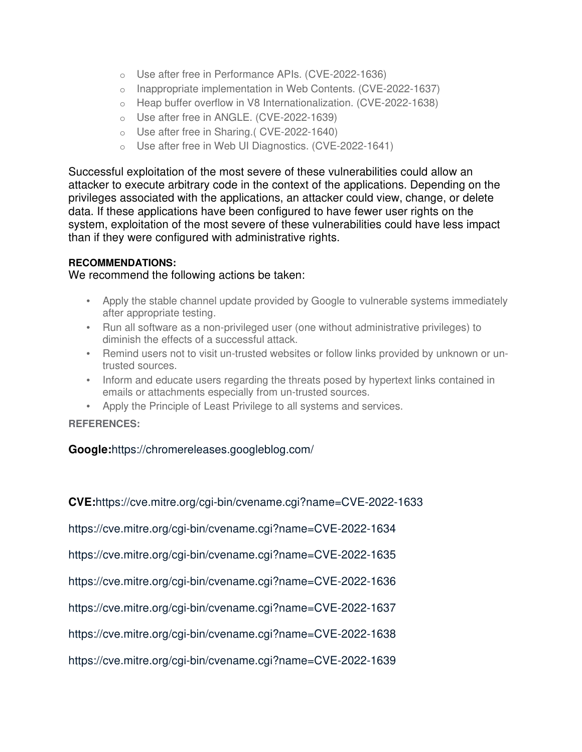- Use after free in Performance APIs. (CVE-2022-1636)
- Inappropriate implementation in Web Contents. (CVE-2022-1637)
- Heap buffer overflow in V8 Internationalization. (CVE-2022-1638)
- Use after free in ANGLE. (CVE-2022-1639)
- Use after free in Sharing.( CVE-2022-1640)
- Use after free in Web UI Diagnostics. (CVE-2022-1641)

Successful exploitation of the most severe of these vulnerabilities could allow an attacker to execute arbitrary code in the context of the applications. Depending on the privileges associated with the applications, an attacker could view, change, or delete data. If these applications have been configured to have fewer user rights on the system, exploitation of the most severe of these vulnerabilities could have less impact than if they were configured with administrative rights.

**RECOMMENDATIONS:**

We recommend the following actions be taken:

- Apply the stable channel update provided by Google to vulnerable systems immediately after appropriate testing.
- Run all software as a non-privileged user (one without administrative privileges) to diminish the effects of a successful attack.
- Remind users not to visit un-trusted websites or follow links provided by unknown or un-trusted sources.
- Inform and educate users regarding the threats posed by hypertext links contained in emails or attachments especially from un-trusted sources.
- Apply the Principle of Least Privilege to all systems and services.

**REFERENCES:**

**Google:**https://chromereleases.googleblog.com/

**CVE:**https://cve.mitre.org/cgi-bin/cvename.cgi?name=CVE-2022-1633

https://cve.mitre.org/cgi-bin/cvename.cgi?name=CVE-2022-1634

https://cve.mitre.org/cgi-bin/cvename.cgi?name=CVE-2022-1635

https://cve.mitre.org/cgi-bin/cvename.cgi?name=CVE-2022-1636

https://cve.mitre.org/cgi-bin/cvename.cgi?name=CVE-2022-1637

https://cve.mitre.org/cgi-bin/cvename.cgi?name=CVE-2022-1638

https://cve.mitre.org/cgi-bin/cvename.cgi?name=CVE-2022-1639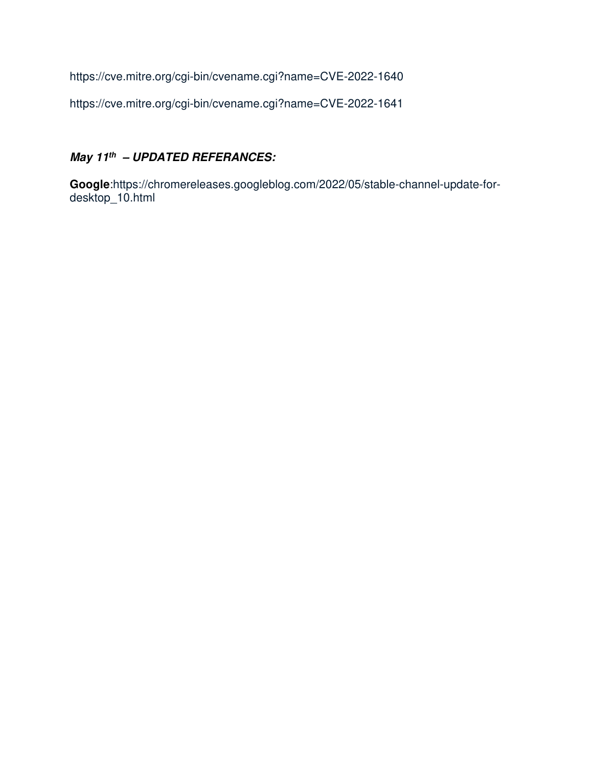https://cve.mitre.org/cgi-bin/cvename.cgi?name=CVE-2022-1640

https://cve.mitre.org/cgi-bin/cvename.cgi?name=CVE-2022-1641

***May 11th – UPDATED REFERANCES:***

**Google**:https://chromereleases.googleblog.com/2022/05/stable-channel-update-for-desktop_10.html